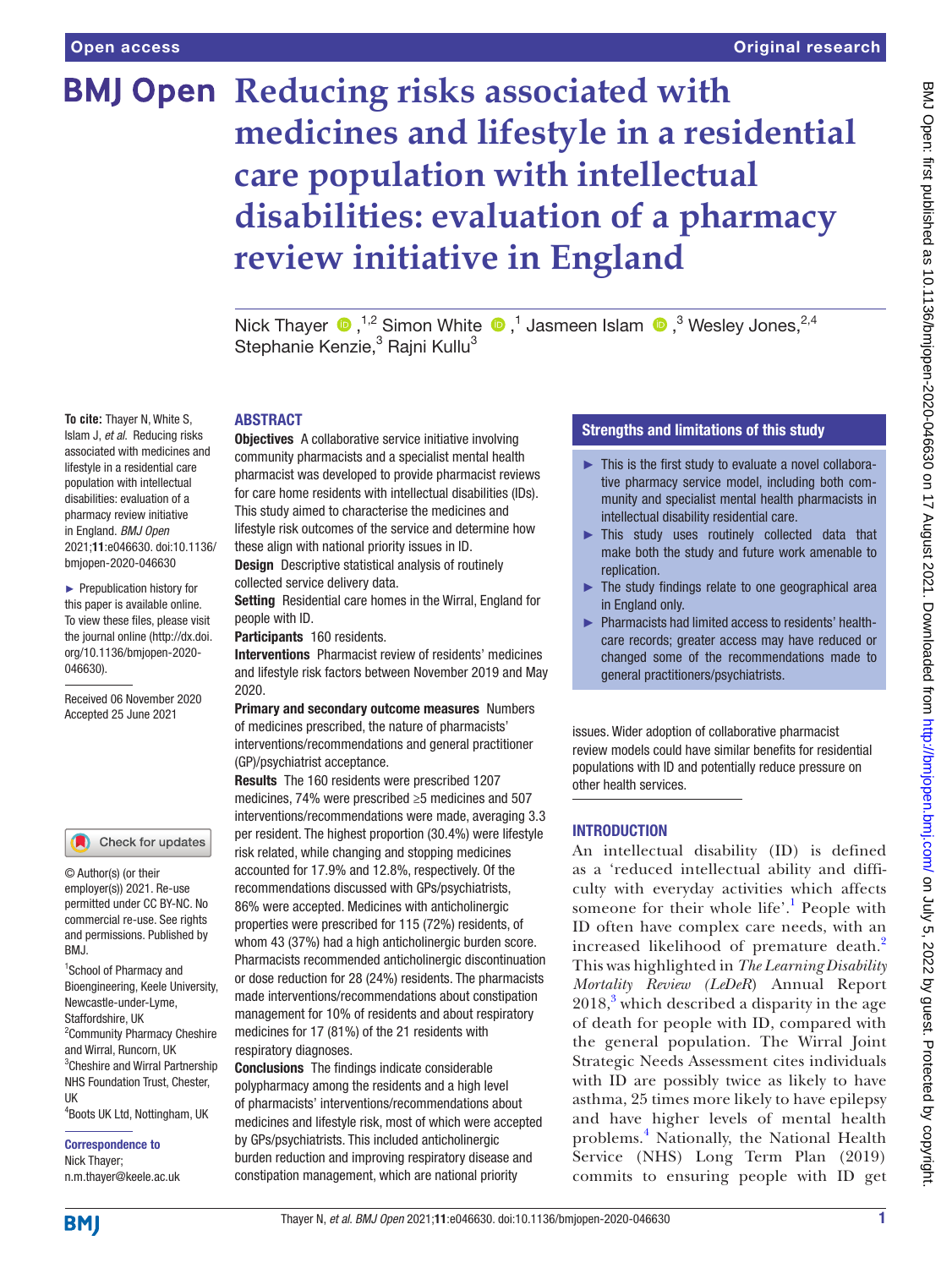# Reducing risks associated with medicines and lifestyle in a residential care population with intellectual disabilities: evaluation of a pharmacy review initiative in England

Nick Thayer [1,2] Simon White [1] Jasmeen Islam [3] Wesley Jones,[2,4] Stephanie Kenzie,[3] Rajni Kullu[3]

**To cite:** Thayer N, White S, Islam J, *et al*. Reducing risks associated with medicines and lifestyle in a residential care population with intellectual disabilities: evaluation of a pharmacy review initiative in England. *BMJ Open* 2021;**11**:e046630. doi:10.1136/bmjopen-2020-046630

► Prepublication history for this paper is available online. To view these files, please visit the journal online (http://dx.doi.org/10.1136/bmjopen-2020-046630).

Received 06 November 2020
Accepted 25 June 2021

© Author(s) (or their employer(s)) 2021. Re-use permitted under CC BY-NC. No commercial re-use. See rights and permissions. Published by BMJ.

[1]School of Pharmacy and Bioengineering, Keele University, Newcastle-under-Lyme, Staffordshire, UK
[2]Community Pharmacy Cheshire and Wirral, Runcorn, UK
[3]Cheshire and Wirral Partnership NHS Foundation Trust, Chester, UK
[4]Boots UK Ltd, Nottingham, UK

**Correspondence to**
Nick Thayer;
n.m.thayer@keele.ac.uk

## ABSTRACT

**Objectives** A collaborative service initiative involving community pharmacists and a specialist mental health pharmacist was developed to provide pharmacist reviews for care home residents with intellectual disabilities (IDs). This study aimed to characterise the medicines and lifestyle risk outcomes of the service and determine how these align with national priority issues in ID.

**Design** Descriptive statistical analysis of routinely collected service delivery data.

**Setting** Residential care homes in the Wirral, England for people with ID.

**Participants** 160 residents.

**Interventions** Pharmacist review of residents' medicines and lifestyle risk factors between November 2019 and May 2020.

**Primary and secondary outcome measures** Numbers of medicines prescribed, the nature of pharmacists' interventions/recommendations and general practitioner (GP)/psychiatrist acceptance.

**Results** The 160 residents were prescribed 1207 medicines, 74% were prescribed ≥5 medicines and 507 interventions/recommendations were made, averaging 3.3 per resident. The highest proportion (30.4%) were lifestyle risk related, while changing and stopping medicines accounted for 17.9% and 12.8%, respectively. Of the recommendations discussed with GPs/psychiatrists, 86% were accepted. Medicines with anticholinergic properties were prescribed for 115 (72%) residents, of whom 43 (37%) had a high anticholinergic burden score. Pharmacists recommended anticholinergic discontinuation or dose reduction for 28 (24%) residents. The pharmacists made interventions/recommendations about constipation management for 10% of residents and about respiratory medicines for 17 (81%) of the 21 residents with respiratory diagnoses.

**Conclusions** The findings indicate considerable polypharmacy among the residents and a high level of pharmacists' interventions/recommendations about medicines and lifestyle risk, most of which were accepted by GPs/psychiatrists. This included anticholinergic burden reduction and improving respiratory disease and constipation management, which are national priority issues. Wider adoption of collaborative pharmacist review models could have similar benefits for residential populations with ID and potentially reduce pressure on other health services.

## Strengths and limitations of this study

- ► This is the first study to evaluate a novel collaborative pharmacy service model, including both community and specialist mental health pharmacists in intellectual disability residential care.
- ► This study uses routinely collected data that make both the study and future work amenable to replication.
- ► The study findings relate to one geographical area in England only.
- ► Pharmacists had limited access to residents' healthcare records; greater access may have reduced or changed some of the recommendations made to general practitioners/psychiatrists.

## INTRODUCTION

An intellectual disability (ID) is defined as a 'reduced intellectual ability and difficulty with everyday activities which affects someone for their whole life'.[1] People with ID often have complex care needs, with an increased likelihood of premature death.[2] This was highlighted in *The Learning Disability Mortality Review (LeDeR)* Annual Report 2018,[3] which described a disparity in the age of death for people with ID, compared with the general population. The Wirral Joint Strategic Needs Assessment cites individuals with ID are possibly twice as likely to have asthma, 25 times more likely to have epilepsy and have higher levels of mental health problems.[4] Nationally, the National Health Service (NHS) Long Term Plan (2019) commits to ensuring people with ID get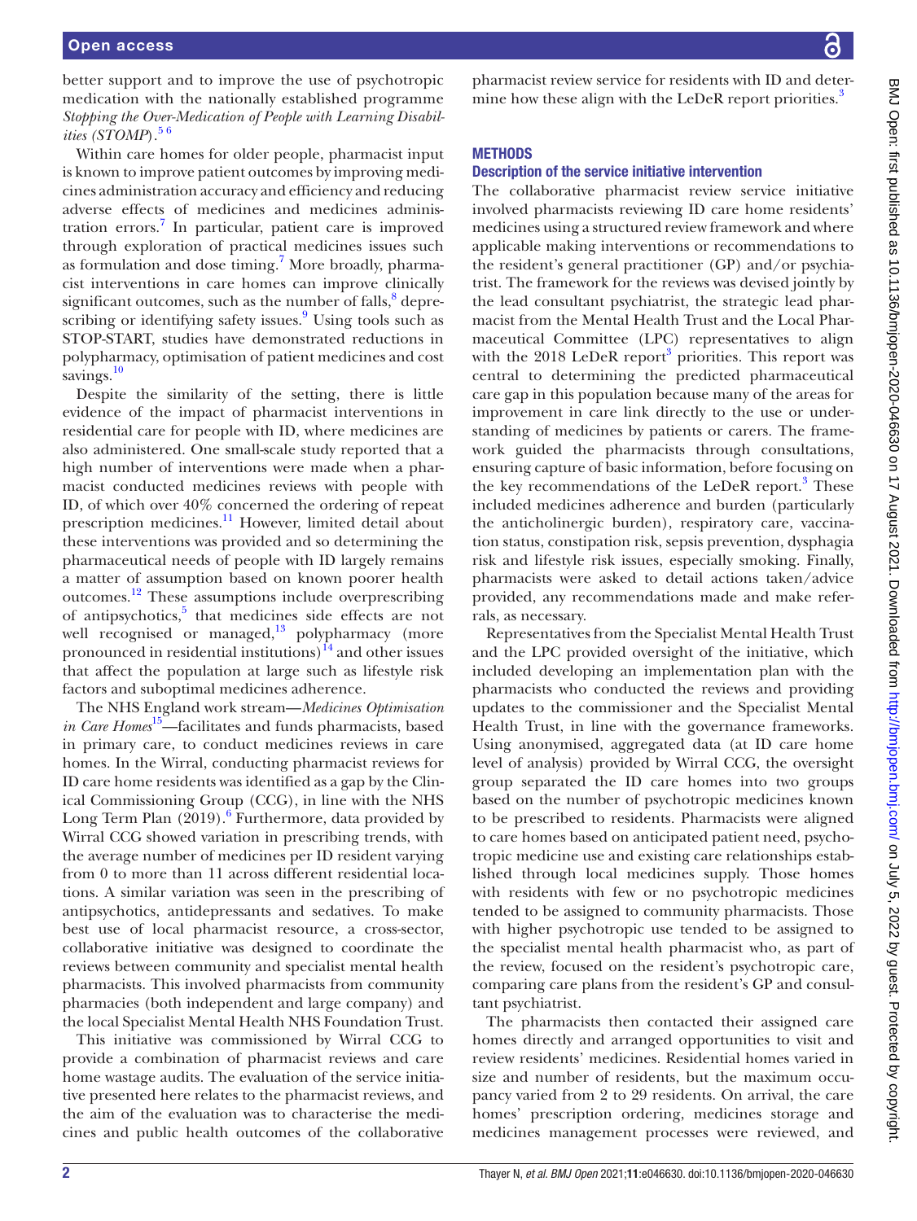better support and to improve the use of psychotropic medication with the nationally established programme *Stopping the Over-Medication of People with Learning Disabilities (STOMP)*.[5,6]

Within care homes for older people, pharmacist input is known to improve patient outcomes by improving medicines administration accuracy and efficiency and reducing adverse effects of medicines and medicines administration errors.[7] In particular, patient care is improved through exploration of practical medicines issues such as formulation and dose timing.[7] More broadly, pharmacist interventions in care homes can improve clinically significant outcomes, such as the number of falls,[8] deprescribing or identifying safety issues.[9] Using tools such as STOP-START, studies have demonstrated reductions in polypharmacy, optimisation of patient medicines and cost savings.[10]

Despite the similarity of the setting, there is little evidence of the impact of pharmacist interventions in residential care for people with ID, where medicines are also administered. One small-scale study reported that a high number of interventions were made when a pharmacist conducted medicines reviews with people with ID, of which over 40% concerned the ordering of repeat prescription medicines.[11] However, limited detail about these interventions was provided and so determining the pharmaceutical needs of people with ID largely remains a matter of assumption based on known poorer health outcomes.[12] These assumptions include overprescribing of antipsychotics,[5] that medicines side effects are not well recognised or managed,[13] polypharmacy (more pronounced in residential institutions)[14] and other issues that affect the population at large such as lifestyle risk factors and suboptimal medicines adherence.

The NHS England work stream—*Medicines Optimisation in Care Homes*[15]—facilitates and funds pharmacists, based in primary care, to conduct medicines reviews in care homes. In the Wirral, conducting pharmacist reviews for ID care home residents was identified as a gap by the Clinical Commissioning Group (CCG), in line with the NHS Long Term Plan (2019).[6] Furthermore, data provided by Wirral CCG showed variation in prescribing trends, with the average number of medicines per ID resident varying from 0 to more than 11 across different residential locations. A similar variation was seen in the prescribing of antipsychotics, antidepressants and sedatives. To make best use of local pharmacist resource, a cross-sector, collaborative initiative was designed to coordinate the reviews between community and specialist mental health pharmacists. This involved pharmacists from community pharmacies (both independent and large company) and the local Specialist Mental Health NHS Foundation Trust.

This initiative was commissioned by Wirral CCG to provide a combination of pharmacist reviews and care home wastage audits. The evaluation of the service initiative presented here relates to the pharmacist reviews, and the aim of the evaluation was to characterise the medicines and public health outcomes of the collaborative pharmacist review service for residents with ID and determine how these align with the LeDeR report priorities.[3]

## METHODS

### Description of the service initiative intervention

The collaborative pharmacist review service initiative involved pharmacists reviewing ID care home residents' medicines using a structured review framework and where applicable making interventions or recommendations to the resident's general practitioner (GP) and/or psychiatrist. The framework for the reviews was devised jointly by the lead consultant psychiatrist, the strategic lead pharmacist from the Mental Health Trust and the Local Pharmaceutical Committee (LPC) representatives to align with the 2018 LeDeR report[3] priorities. This report was central to determining the predicted pharmaceutical care gap in this population because many of the areas for improvement in care link directly to the use or understanding of medicines by patients or carers. The framework guided the pharmacists through consultations, ensuring capture of basic information, before focusing on the key recommendations of the LeDeR report.[3] These included medicines adherence and burden (particularly the anticholinergic burden), respiratory care, vaccination status, constipation risk, sepsis prevention, dysphagia risk and lifestyle risk issues, especially smoking. Finally, pharmacists were asked to detail actions taken/advice provided, any recommendations made and make referrals, as necessary.

Representatives from the Specialist Mental Health Trust and the LPC provided oversight of the initiative, which included developing an implementation plan with the pharmacists who conducted the reviews and providing updates to the commissioner and the Specialist Mental Health Trust, in line with the governance frameworks. Using anonymised, aggregated data (at ID care home level of analysis) provided by Wirral CCG, the oversight group separated the ID care homes into two groups based on the number of psychotropic medicines known to be prescribed to residents. Pharmacists were aligned to care homes based on anticipated patient need, psychotropic medicine use and existing care relationships established through local medicines supply. Those homes with residents with few or no psychotropic medicines tended to be assigned to community pharmacists. Those with higher psychotropic use tended to be assigned to the specialist mental health pharmacist who, as part of the review, focused on the resident's psychotropic care, comparing care plans from the resident's GP and consultant psychiatrist.

The pharmacists then contacted their assigned care homes directly and arranged opportunities to visit and review residents' medicines. Residential homes varied in size and number of residents, but the maximum occupancy varied from 2 to 29 residents. On arrival, the care homes' prescription ordering, medicines storage and medicines management processes were reviewed, and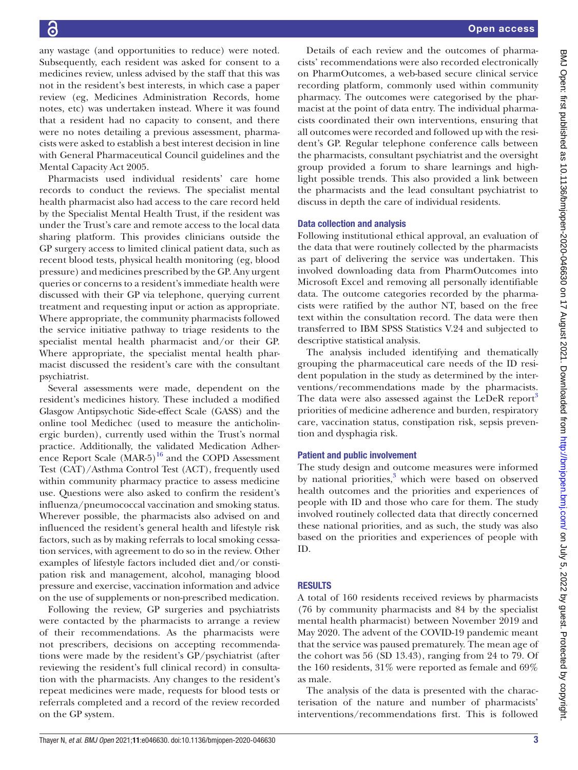any wastage (and opportunities to reduce) were noted. Subsequently, each resident was asked for consent to a medicines review, unless advised by the staff that this was not in the resident's best interests, in which case a paper review (eg, Medicines Administration Records, home notes, etc) was undertaken instead. Where it was found that a resident had no capacity to consent, and there were no notes detailing a previous assessment, pharmacists were asked to establish a best interest decision in line with General Pharmaceutical Council guidelines and the Mental Capacity Act 2005.

Pharmacists used individual residents' care home records to conduct the reviews. The specialist mental health pharmacist also had access to the care record held by the Specialist Mental Health Trust, if the resident was under the Trust's care and remote access to the local data sharing platform. This provides clinicians outside the GP surgery access to limited clinical patient data, such as recent blood tests, physical health monitoring (eg, blood pressure) and medicines prescribed by the GP. Any urgent queries or concerns to a resident's immediate health were discussed with their GP via telephone, querying current treatment and requesting input or action as appropriate. Where appropriate, the community pharmacists followed the service initiative pathway to triage residents to the specialist mental health pharmacist and/or their GP. Where appropriate, the specialist mental health pharmacist discussed the resident's care with the consultant psychiatrist.

Several assessments were made, dependent on the resident's medicines history. These included a modified Glasgow Antipsychotic Side-effect Scale (GASS) and the online tool Medichec (used to measure the anticholinergic burden), currently used within the Trust's normal practice. Additionally, the validated Medication Adherence Report Scale (MAR-5)[16] and the COPD Assessment Test (CAT)/Asthma Control Test (ACT), frequently used within community pharmacy practice to assess medicine use. Questions were also asked to confirm the resident's influenza/pneumococcal vaccination and smoking status. Wherever possible, the pharmacists also advised on and influenced the resident's general health and lifestyle risk factors, such as by making referrals to local smoking cessation services, with agreement to do so in the review. Other examples of lifestyle factors included diet and/or constipation risk and management, alcohol, managing blood pressure and exercise, vaccination information and advice on the use of supplements or non-prescribed medication.

Following the review, GP surgeries and psychiatrists were contacted by the pharmacists to arrange a review of their recommendations. As the pharmacists were not prescribers, decisions on accepting recommendations were made by the resident's GP/psychiatrist (after reviewing the resident's full clinical record) in consultation with the pharmacists. Any changes to the resident's repeat medicines were made, requests for blood tests or referrals completed and a record of the review recorded on the GP system.

Details of each review and the outcomes of pharmacists' recommendations were also recorded electronically on PharmOutcomes, a web-based secure clinical service recording platform, commonly used within community pharmacy. The outcomes were categorised by the pharmacist at the point of data entry. The individual pharmacists coordinated their own interventions, ensuring that all outcomes were recorded and followed up with the resident's GP. Regular telephone conference calls between the pharmacists, consultant psychiatrist and the oversight group provided a forum to share learnings and highlight possible trends. This also provided a link between the pharmacists and the lead consultant psychiatrist to discuss in depth the care of individual residents.

### Data collection and analysis

Following institutional ethical approval, an evaluation of the data that were routinely collected by the pharmacists as part of delivering the service was undertaken. This involved downloading data from PharmOutcomes into Microsoft Excel and removing all personally identifiable data. The outcome categories recorded by the pharmacists were ratified by the author NT, based on the free text within the consultation record. The data were then transferred to IBM SPSS Statistics V.24 and subjected to descriptive statistical analysis.

The analysis included identifying and thematically grouping the pharmaceutical care needs of the ID resident population in the study as determined by the interventions/recommendations made by the pharmacists. The data were also assessed against the LeDeR report[3] priorities of medicine adherence and burden, respiratory care, vaccination status, constipation risk, sepsis prevention and dysphagia risk.

### Patient and public involvement

The study design and outcome measures were informed by national priorities,[3] which were based on observed health outcomes and the priorities and experiences of people with ID and those who care for them. The study involved routinely collected data that directly concerned these national priorities, and as such, the study was also based on the priorities and experiences of people with ID.

## RESULTS

A total of 160 residents received reviews by pharmacists (76 by community pharmacists and 84 by the specialist mental health pharmacist) between November 2019 and May 2020. The advent of the COVID-19 pandemic meant that the service was paused prematurely. The mean age of the cohort was 56 (SD 13.43), ranging from 24 to 79. Of the 160 residents, 31% were reported as female and 69% as male.

The analysis of the data is presented with the characterisation of the nature and number of pharmacists' interventions/recommendations first. This is followed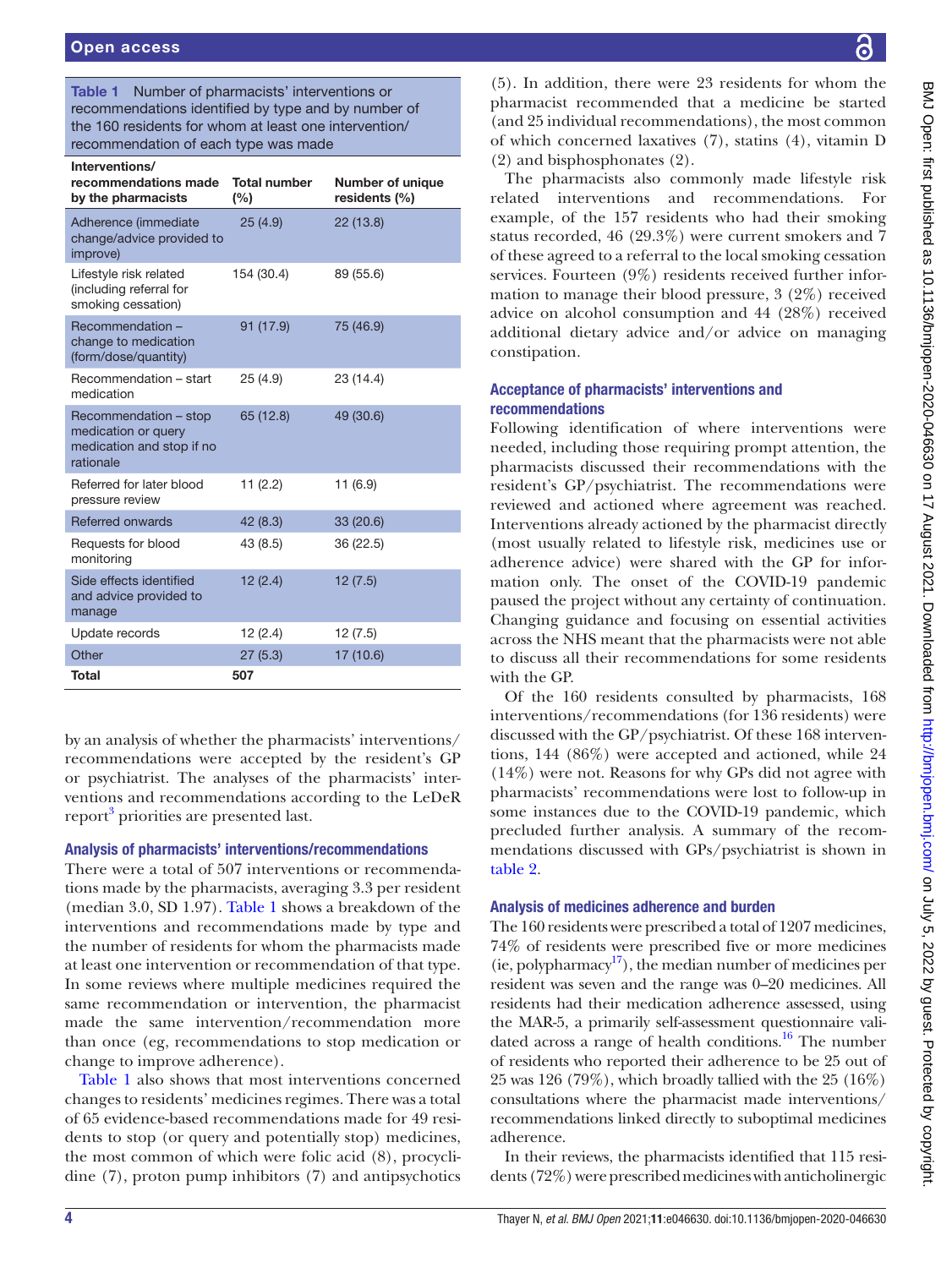**Table 1** Number of pharmacists' interventions or recommendations identified by type and by number of the 160 residents for whom at least one intervention/recommendation of each type was made

| Interventions/recommendations made by the pharmacists | Total number (%) | Number of unique residents (%) |
|---|---|---|
| Adherence (immediate change/advice provided to improve) | 25 (4.9) | 22 (13.8) |
| Lifestyle risk related (including referral for smoking cessation) | 154 (30.4) | 89 (55.6) |
| Recommendation – change to medication (form/dose/quantity) | 91 (17.9) | 75 (46.9) |
| Recommendation – start medication | 25 (4.9) | 23 (14.4) |
| Recommendation – stop medication or query medication and stop if no rationale | 65 (12.8) | 49 (30.6) |
| Referred for later blood pressure review | 11 (2.2) | 11 (6.9) |
| Referred onwards | 42 (8.3) | 33 (20.6) |
| Requests for blood monitoring | 43 (8.5) | 36 (22.5) |
| Side effects identified and advice provided to manage | 12 (2.4) | 12 (7.5) |
| Update records | 12 (2.4) | 12 (7.5) |
| Other | 27 (5.3) | 17 (10.6) |
| **Total** | 507 | |

by an analysis of whether the pharmacists' interventions/recommendations were accepted by the resident's GP or psychiatrist. The analyses of the pharmacists' interventions and recommendations according to the LeDeR report[3] priorities are presented last.

### Analysis of pharmacists' interventions/recommendations

There were a total of 507 interventions or recommendations made by the pharmacists, averaging 3.3 per resident (median 3.0, SD 1.97). Table 1 shows a breakdown of the interventions and recommendations made by type and the number of residents for whom the pharmacists made at least one intervention or recommendation of that type. In some reviews where multiple medicines required the same recommendation or intervention, the pharmacist made the same intervention/recommendation more than once (eg, recommendations to stop medication or change to improve adherence).

Table 1 also shows that most interventions concerned changes to residents' medicines regimes. There was a total of 65 evidence-based recommendations made for 49 residents to stop (or query and potentially stop) medicines, the most common of which were folic acid (8), procyclidine (7), proton pump inhibitors (7) and antipsychotics (5). In addition, there were 23 residents for whom the pharmacist recommended that a medicine be started (and 25 individual recommendations), the most common of which concerned laxatives (7), statins (4), vitamin D (2) and bisphosphonates (2).

The pharmacists also commonly made lifestyle risk related interventions and recommendations. For example, of the 157 residents who had their smoking status recorded, 46 (29.3%) were current smokers and 7 of these agreed to a referral to the local smoking cessation services. Fourteen (9%) residents received further information to manage their blood pressure, 3 (2%) received advice on alcohol consumption and 44 (28%) received additional dietary advice and/or advice on managing constipation.

### Acceptance of pharmacists' interventions and recommendations

Following identification of where interventions were needed, including those requiring prompt attention, the pharmacists discussed their recommendations with the resident's GP/psychiatrist. The recommendations were reviewed and actioned where agreement was reached. Interventions already actioned by the pharmacist directly (most usually related to lifestyle risk, medicines use or adherence advice) were shared with the GP for information only. The onset of the COVID-19 pandemic paused the project without any certainty of continuation. Changing guidance and focusing on essential activities across the NHS meant that the pharmacists were not able to discuss all their recommendations for some residents with the GP.

Of the 160 residents consulted by pharmacists, 168 interventions/recommendations (for 136 residents) were discussed with the GP/psychiatrist. Of these 168 interventions, 144 (86%) were accepted and actioned, while 24 (14%) were not. Reasons for why GPs did not agree with pharmacists' recommendations were lost to follow-up in some instances due to the COVID-19 pandemic, which precluded further analysis. A summary of the recommendations discussed with GPs/psychiatrist is shown in table 2.

### Analysis of medicines adherence and burden

The 160 residents were prescribed a total of 1207 medicines, 74% of residents were prescribed five or more medicines (ie, polypharmacy[17]), the median number of medicines per resident was seven and the range was 0–20 medicines. All residents had their medication adherence assessed, using the MAR-5, a primarily self-assessment questionnaire validated across a range of health conditions.[16] The number of residents who reported their adherence to be 25 out of 25 was 126 (79%), which broadly tallied with the 25 (16%) consultations where the pharmacist made interventions/recommendations linked directly to suboptimal medicines adherence.

In their reviews, the pharmacists identified that 115 residents (72%) were prescribed medicines with anticholinergic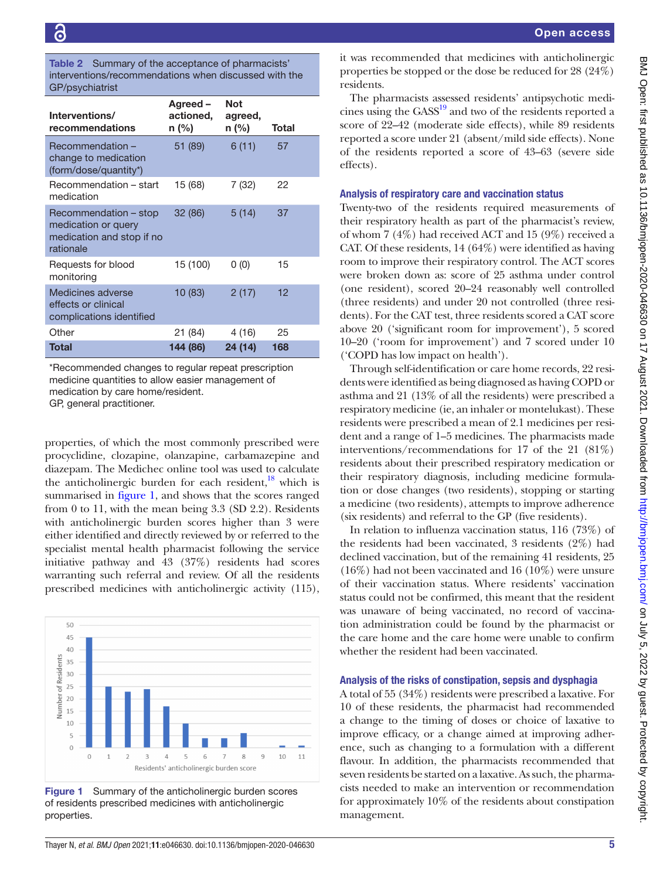**Table 2** Summary of the acceptance of pharmacists' interventions/recommendations when discussed with the GP/psychiatrist

| Interventions/ recommendations | Agreed – actioned, n (%) | Not agreed, n (%) | Total |
|---|---|---|---|
| Recommendation – change to medication (form/dose/quantity*) | 51 (89) | 6 (11) | 57 |
| Recommendation – start medication | 15 (68) | 7 (32) | 22 |
| Recommendation – stop medication or query medication and stop if no rationale | 32 (86) | 5 (14) | 37 |
| Requests for blood monitoring | 15 (100) | 0 (0) | 15 |
| Medicines adverse effects or clinical complications identified | 10 (83) | 2 (17) | 12 |
| Other | 21 (84) | 4 (16) | 25 |
| **Total** | **144 (86)** | **24 (14)** | **168** |

*Recommended changes to regular repeat prescription medicine quantities to allow easier management of medication by care home/resident.
GP, general practitioner.

properties, of which the most commonly prescribed were procyclidine, clozapine, olanzapine, carbamazepine and diazepam. The Medichec online tool was used to calculate the anticholinergic burden for each resident,[18] which is summarised in figure 1, and shows that the scores ranged from 0 to 11, with the mean being 3.3 (SD 2.2). Residents with anticholinergic burden scores higher than 3 were either identified and directly reviewed by or referred to the specialist mental health pharmacist following the service initiative pathway and 43 (37%) residents had scores warranting such referral and review. Of all the residents prescribed medicines with anticholinergic activity (115), it was recommended that medicines with anticholinergic properties be stopped or the dose be reduced for 28 (24%) residents.

**Figure 1** Summary of the anticholinergic burden scores of residents prescribed medicines with anticholinergic properties.

The pharmacists assessed residents' antipsychotic medicines using the GASS[19] and two of the residents reported a score of 22–42 (moderate side effects), while 89 residents reported a score under 21 (absent/mild side effects). None of the residents reported a score of 43–63 (severe side effects).

### Analysis of respiratory care and vaccination status

Twenty-two of the residents required measurements of their respiratory health as part of the pharmacist's review, of whom 7 (4%) had received ACT and 15 (9%) received a CAT. Of these residents, 14 (64%) were identified as having room to improve their respiratory control. The ACT scores were broken down as: score of 25 asthma under control (one resident), scored 20–24 reasonably well controlled (three residents) and under 20 not controlled (three residents). For the CAT test, three residents scored a CAT score above 20 ('significant room for improvement'), 5 scored 10–20 ('room for improvement') and 7 scored under 10 ('COPD has low impact on health').

Through self-identification or care home records, 22 residents were identified as being diagnosed as having COPD or asthma and 21 (13% of all the residents) were prescribed a respiratory medicine (ie, an inhaler or montelukast). These residents were prescribed a mean of 2.1 medicines per resident and a range of 1–5 medicines. The pharmacists made interventions/recommendations for 17 of the 21 (81%) residents about their prescribed respiratory medication or their respiratory diagnosis, including medicine formulation or dose changes (two residents), stopping or starting a medicine (two residents), attempts to improve adherence (six residents) and referral to the GP (five residents).

In relation to influenza vaccination status, 116 (73%) of the residents had been vaccinated, 3 residents (2%) had declined vaccination, but of the remaining 41 residents, 25 (16%) had not been vaccinated and 16 (10%) were unsure of their vaccination status. Where residents' vaccination status could not be confirmed, this meant that the resident was unaware of being vaccinated, no record of vaccination administration could be found by the pharmacist or the care home and the care home were unable to confirm whether the resident had been vaccinated.

### Analysis of the risks of constipation, sepsis and dysphagia

A total of 55 (34%) residents were prescribed a laxative. For 10 of these residents, the pharmacist had recommended a change to the timing of doses or choice of laxative to improve efficacy, or a change aimed at improving adherence, such as changing to a formulation with a different flavour. In addition, the pharmacists recommended that seven residents be started on a laxative. As such, the pharmacists needed to make an intervention or recommendation for approximately 10% of the residents about constipation management.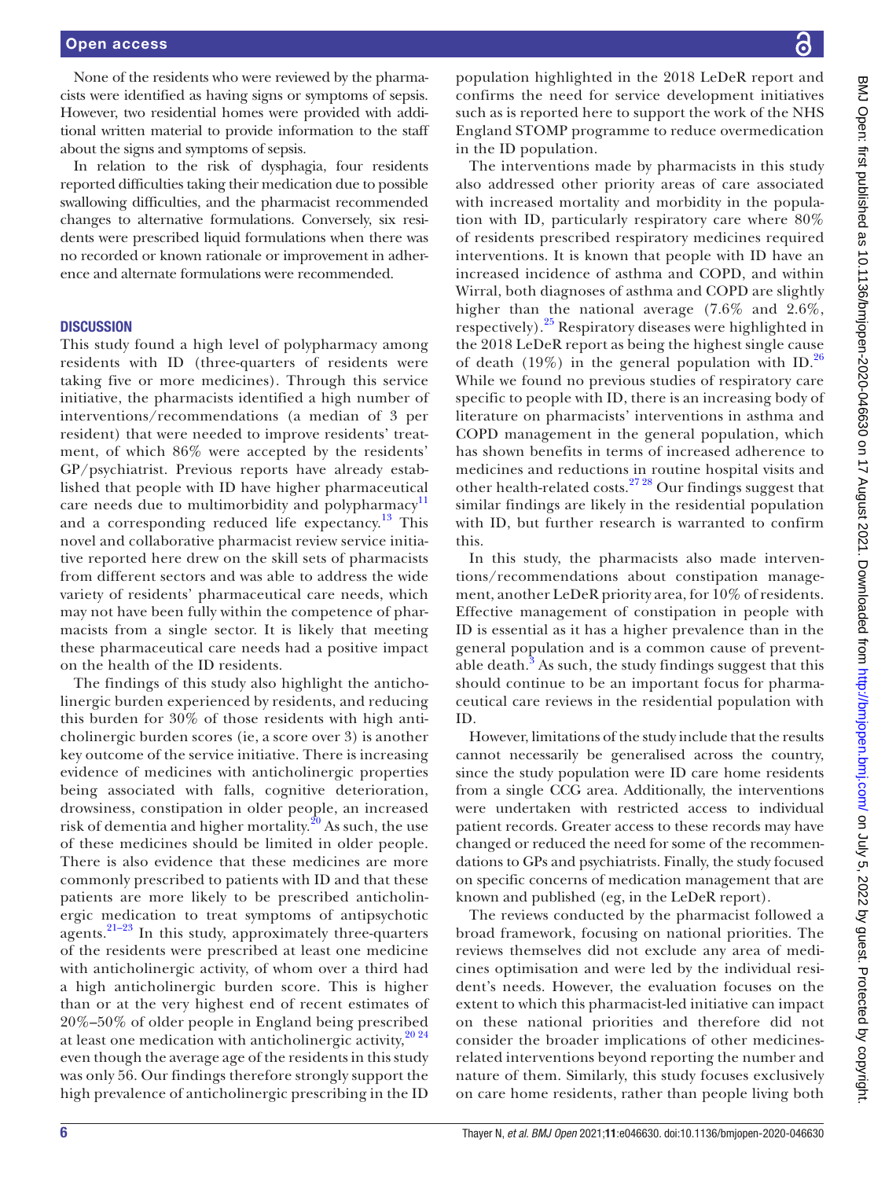None of the residents who were reviewed by the pharmacists were identified as having signs or symptoms of sepsis. However, two residential homes were provided with additional written material to provide information to the staff about the signs and symptoms of sepsis.

In relation to the risk of dysphagia, four residents reported difficulties taking their medication due to possible swallowing difficulties, and the pharmacist recommended changes to alternative formulations. Conversely, six residents were prescribed liquid formulations when there was no recorded or known rationale or improvement in adherence and alternate formulations were recommended.

## DISCUSSION

This study found a high level of polypharmacy among residents with ID (three-quarters of residents were taking five or more medicines). Through this service initiative, the pharmacists identified a high number of interventions/recommendations (a median of 3 per resident) that were needed to improve residents' treatment, of which 86% were accepted by the residents' GP/psychiatrist. Previous reports have already established that people with ID have higher pharmaceutical care needs due to multimorbidity and polypharmacy[11] and a corresponding reduced life expectancy.[13] This novel and collaborative pharmacist review service initiative reported here drew on the skill sets of pharmacists from different sectors and was able to address the wide variety of residents' pharmaceutical care needs, which may not have been fully within the competence of pharmacists from a single sector. It is likely that meeting these pharmaceutical care needs had a positive impact on the health of the ID residents.

The findings of this study also highlight the anticholinergic burden experienced by residents, and reducing this burden for 30% of those residents with high anticholinergic burden scores (ie, a score over 3) is another key outcome of the service initiative. There is increasing evidence of medicines with anticholinergic properties being associated with falls, cognitive deterioration, drowsiness, constipation in older people, an increased risk of dementia and higher mortality.[20] As such, the use of these medicines should be limited in older people. There is also evidence that these medicines are more commonly prescribed to patients with ID and that these patients are more likely to be prescribed anticholinergic medication to treat symptoms of antipsychotic agents.[21–23] In this study, approximately three-quarters of the residents were prescribed at least one medicine with anticholinergic activity, of whom over a third had a high anticholinergic burden score. This is higher than or at the very highest end of recent estimates of 20%–50% of older people in England being prescribed at least one medication with anticholinergic activity,[20 24] even though the average age of the residents in this study was only 56. Our findings therefore strongly support the high prevalence of anticholinergic prescribing in the ID population highlighted in the 2018 LeDeR report and confirms the need for service development initiatives such as is reported here to support the work of the NHS England STOMP programme to reduce overmedication in the ID population.

The interventions made by pharmacists in this study also addressed other priority areas of care associated with increased mortality and morbidity in the population with ID, particularly respiratory care where 80% of residents prescribed respiratory medicines required interventions. It is known that people with ID have an increased incidence of asthma and COPD, and within Wirral, both diagnoses of asthma and COPD are slightly higher than the national average (7.6% and 2.6%, respectively).[25] Respiratory diseases were highlighted in the 2018 LeDeR report as being the highest single cause of death (19%) in the general population with ID.[26] While we found no previous studies of respiratory care specific to people with ID, there is an increasing body of literature on pharmacists' interventions in asthma and COPD management in the general population, which has shown benefits in terms of increased adherence to medicines and reductions in routine hospital visits and other health-related costs.[27 28] Our findings suggest that similar findings are likely in the residential population with ID, but further research is warranted to confirm this.

In this study, the pharmacists also made interventions/recommendations about constipation management, another LeDeR priority area, for 10% of residents. Effective management of constipation in people with ID is essential as it has a higher prevalence than in the general population and is a common cause of preventable death.[3] As such, the study findings suggest that this should continue to be an important focus for pharmaceutical care reviews in the residential population with ID.

However, limitations of the study include that the results cannot necessarily be generalised across the country, since the study population were ID care home residents from a single CCG area. Additionally, the interventions were undertaken with restricted access to individual patient records. Greater access to these records may have changed or reduced the need for some of the recommendations to GPs and psychiatrists. Finally, the study focused on specific concerns of medication management that are known and published (eg, in the LeDeR report).

The reviews conducted by the pharmacist followed a broad framework, focusing on national priorities. The reviews themselves did not exclude any area of medicines optimisation and were led by the individual resident's needs. However, the evaluation focuses on the extent to which this pharmacist-led initiative can impact on these national priorities and therefore did not consider the broader implications of other medicines-related interventions beyond reporting the number and nature of them. Similarly, this study focuses exclusively on care home residents, rather than people living both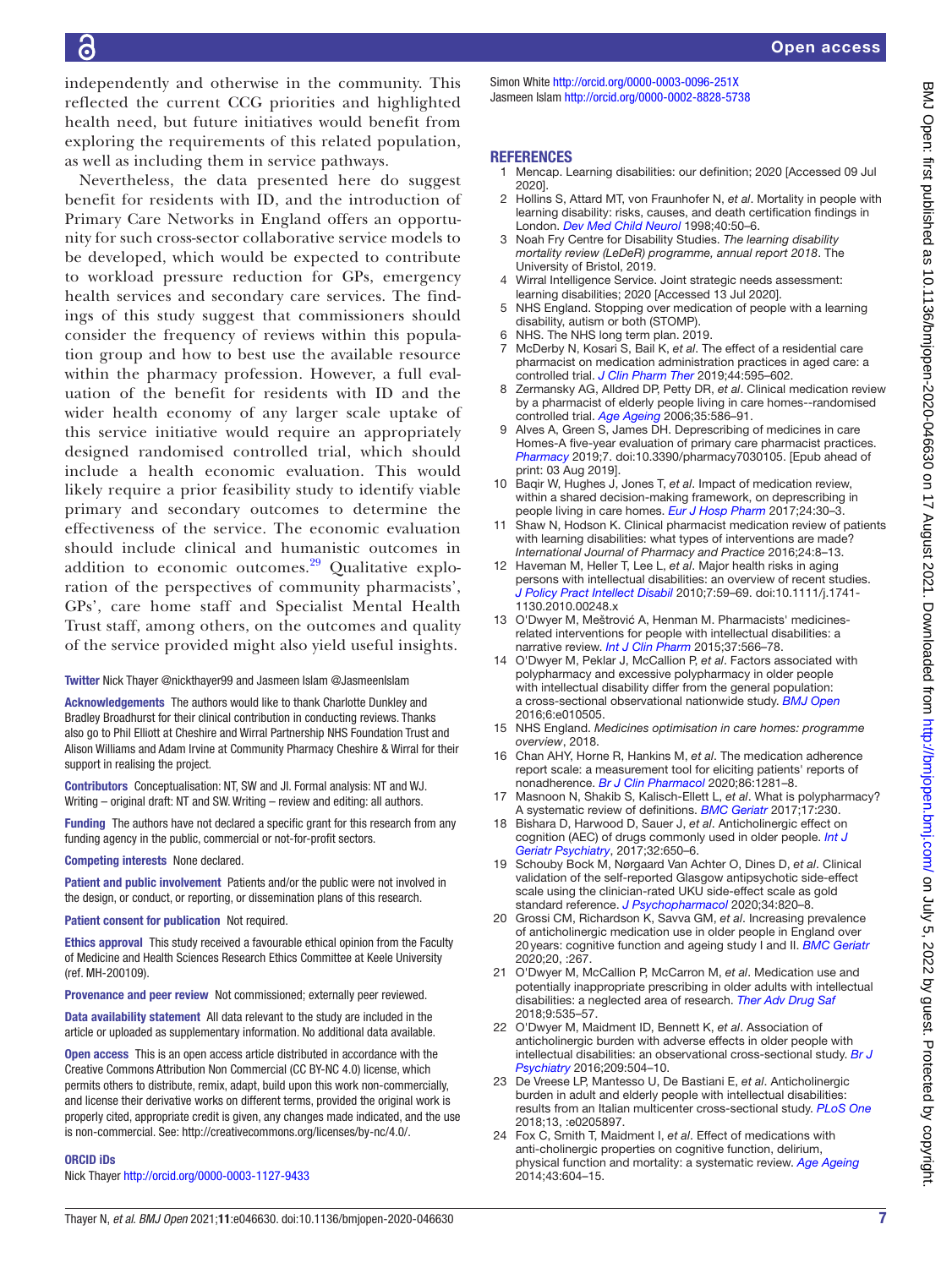independently and otherwise in the community. This reflected the current CCG priorities and highlighted health need, but future initiatives would benefit from exploring the requirements of this related population, as well as including them in service pathways.

Nevertheless, the data presented here do suggest benefit for residents with ID, and the introduction of Primary Care Networks in England offers an opportunity for such cross-sector collaborative service models to be developed, which would be expected to contribute to workload pressure reduction for GPs, emergency health services and secondary care services. The findings of this study suggest that commissioners should consider the frequency of reviews within this population group and how to best use the available resource within the pharmacy profession. However, a full evaluation of the benefit for residents with ID and the wider health economy of any larger scale uptake of this service initiative would require an appropriately designed randomised controlled trial, which should include a health economic evaluation. This would likely require a prior feasibility study to identify viable primary and secondary outcomes to determine the effectiveness of the service. The economic evaluation should include clinical and humanistic outcomes in addition to economic outcomes.[29] Qualitative exploration of the perspectives of community pharmacists', GPs', care home staff and Specialist Mental Health Trust staff, among others, on the outcomes and quality of the service provided might also yield useful insights.

**Twitter** Nick Thayer @nickthayer99 and Jasmeen Islam @JasmeenIslam

**Acknowledgements** The authors would like to thank Charlotte Dunkley and Bradley Broadhurst for their clinical contribution in conducting reviews. Thanks also go to Phil Elliott at Cheshire and Wirral Partnership NHS Foundation Trust and Alison Williams and Adam Irvine at Community Pharmacy Cheshire & Wirral for their support in realising the project.

**Contributors** Conceptualisation: NT, SW and JI. Formal analysis: NT and WJ. Writing – original draft: NT and SW. Writing – review and editing: all authors.

**Funding** The authors have not declared a specific grant for this research from any funding agency in the public, commercial or not-for-profit sectors.

**Competing interests** None declared.

**Patient and public involvement** Patients and/or the public were not involved in the design, or conduct, or reporting, or dissemination plans of this research.

**Patient consent for publication** Not required.

**Ethics approval** This study received a favourable ethical opinion from the Faculty of Medicine and Health Sciences Research Ethics Committee at Keele University (ref. MH-200109).

**Provenance and peer review** Not commissioned; externally peer reviewed.

**Data availability statement** All data relevant to the study are included in the article or uploaded as supplementary information. No additional data available.

**Open access** This is an open access article distributed in accordance with the Creative Commons Attribution Non Commercial (CC BY-NC 4.0) license, which permits others to distribute, remix, adapt, build upon this work non-commercially, and license their derivative works on different terms, provided the original work is properly cited, appropriate credit is given, any changes made indicated, and the use is non-commercial. See: http://creativecommons.org/licenses/by-nc/4.0/.

## ORCID iDs

Nick Thayer http://orcid.org/0000-0003-1127-9433
Simon White http://orcid.org/0000-0003-0096-251X
Jasmeen Islam http://orcid.org/0000-0002-8828-5738

## REFERENCES

1. Mencap. Learning disabilities: our definition; 2020 [Accessed 09 Jul 2020].
2. Hollins S, Attard MT, von Fraunhofer N, *et al*. Mortality in people with learning disability: risks, causes, and death certification findings in London. *Dev Med Child Neurol* 1998;40:50–6.
3. Noah Fry Centre for Disability Studies. *The learning disability mortality review (LeDeR) programme, annual report 2018*. The University of Bristol, 2019.
4. Wirral Intelligence Service. Joint strategic needs assessment: learning disabilities; 2020 [Accessed 13 Jul 2020].
5. NHS England. Stopping over medication of people with a learning disability, autism or both (STOMP).
6. NHS. The NHS long term plan. 2019.
7. McDerby N, Kosari S, Bail K, *et al*. The effect of a residential care pharmacist on medication administration practices in aged care: a controlled trial. *J Clin Pharm Ther* 2019;44:595–602.
8. Zermansky AG, Alldred DP, Petty DR, *et al*. Clinical medication review by a pharmacist of elderly people living in care homes--randomised controlled trial. *Age Ageing* 2006;35:586–91.
9. Alves A, Green S, James DH. Deprescribing of medicines in care Homes-A five-year evaluation of primary care pharmacist practices. *Pharmacy* 2019;7. doi:10.3390/pharmacy7030105. [Epub ahead of print: 03 Aug 2019].
10. Baqir W, Hughes J, Jones T, *et al*. Impact of medication review, within a shared decision-making framework, on deprescribing in people living in care homes. *Eur J Hosp Pharm* 2017;24:30–3.
11. Shaw N, Hodson K. Clinical pharmacist medication review of patients with learning disabilities: what types of interventions are made? *International Journal of Pharmacy and Practice* 2016;24:8–13.
12. Haveman M, Heller T, Lee L, *et al*. Major health risks in aging persons with intellectual disabilities: an overview of recent studies. *J Policy Pract Intellect Disabil* 2010;7:59–69. doi:10.1111/j.1741-1130.2010.00248.x
13. O'Dwyer M, Meštrović A, Henman M. Pharmacists' medicines-related interventions for people with intellectual disabilities: a narrative review. *Int J Clin Pharm* 2015;37:566–78.
14. O'Dwyer M, Peklar J, McCallion P, *et al*. Factors associated with polypharmacy and excessive polypharmacy in older people with intellectual disability differ from the general population: a cross-sectional observational nationwide study. *BMJ Open* 2016;6:e010505.
15. NHS England. *Medicines optimisation in care homes: programme overview*, 2018.
16. Chan AHY, Horne R, Hankins M, *et al*. The medication adherence report scale: a measurement tool for eliciting patients' reports of nonadherence. *Br J Clin Pharmacol* 2020;86:1281–8.
17. Masnoon N, Shakib S, Kalisch-Ellett L, *et al*. What is polypharmacy? A systematic review of definitions. *BMC Geriatr* 2017;17:230.
18. Bishara D, Harwood D, Sauer J, *et al*. Anticholinergic effect on cognition (AEC) of drugs commonly used in older people. *Int J Geriatr Psychiatry*, 2017;32:650–6.
19. Schouby Bock M, Nørgaard Van Achter O, Dines D, *et al*. Clinical validation of the self-reported Glasgow antipsychotic side-effect scale using the clinician-rated UKU side-effect scale as gold standard reference. *J Psychopharmacol* 2020;34:820–8.
20. Grossi CM, Richardson K, Savva GM, *et al*. Increasing prevalence of anticholinergic medication use in older people in England over 20 years: cognitive function and ageing study I and II. *BMC Geriatr* 2020;20, :267.
21. O'Dwyer M, McCallion P, McCarron M, *et al*. Medication use and potentially inappropriate prescribing in older adults with intellectual disabilities: a neglected area of research. *Ther Adv Drug Saf* 2018;9:535–57.
22. O'Dwyer M, Maidment ID, Bennett K, *et al*. Association of anticholinergic burden with adverse effects in older people with intellectual disabilities: an observational cross-sectional study. *Br J Psychiatry* 2016;209:504–10.
23. De Vreese LP, Mantesso U, De Bastiani E, *et al*. Anticholinergic burden in adult and elderly people with intellectual disabilities: results from an Italian multicenter cross-sectional study. *PLoS One* 2018;13, :e0205897.
24. Fox C, Smith T, Maidment I, *et al*. Effect of medications with anti-cholinergic properties on cognitive function, delirium, physical function and mortality: a systematic review. *Age Ageing* 2014;43:604–15.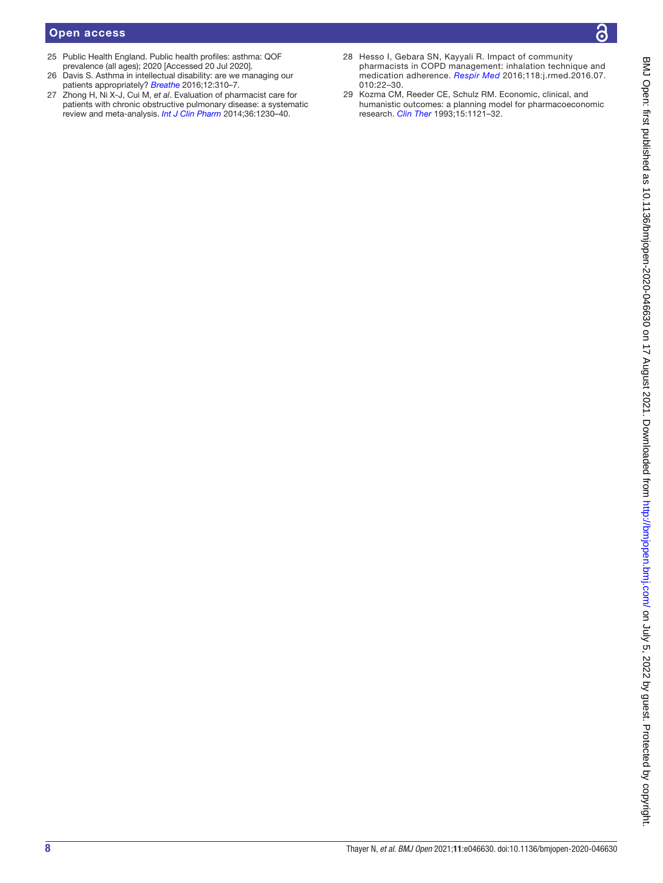25 Public Health England. Public health profiles: asthma: QOF prevalence (all ages); 2020 [Accessed 20 Jul 2020].

26 Davis S. Asthma in intellectual disability: are we managing our patients appropriately? *Breathe* 2016;12:310–7.

27 Zhong H, Ni X-J, Cui M, *et al*. Evaluation of pharmacist care for patients with chronic obstructive pulmonary disease: a systematic review and meta-analysis. *Int J Clin Pharm* 2014;36:1230–40.

28 Hesso I, Gebara SN, Kayyali R. Impact of community pharmacists in COPD management: inhalation technique and medication adherence. *Respir Med* 2016;118:j.rmed.2016.07.010:22–30.

29 Kozma CM, Reeder CE, Schulz RM. Economic, clinical, and humanistic outcomes: a planning model for pharmacoeconomic research. *Clin Ther* 1993;15:1121–32.